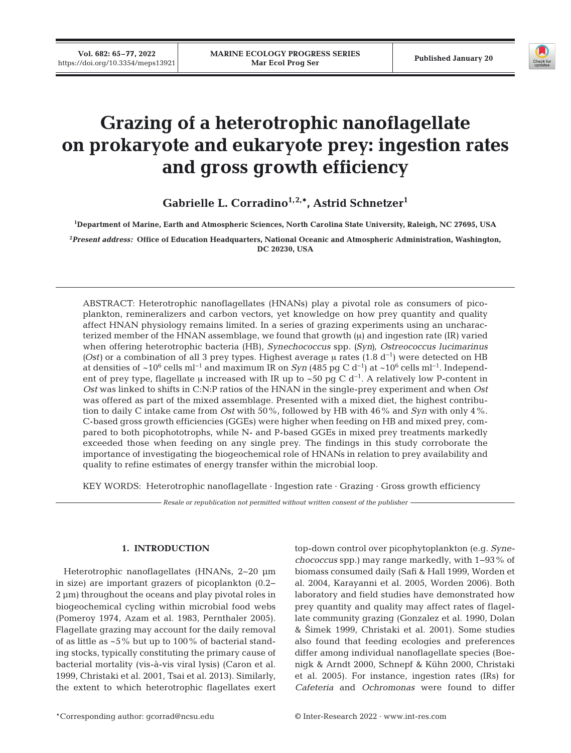# Grazing of a heterotrophic nanoflagellate on prokaryote and eukaryote prey: ingestion rates and gross growth efficiency

**Gabrielle L. Corradino[1,2,*], Astrid Schnetzer[1]**

[1]Department of Marine, Earth and Atmospheric Sciences, North Carolina State University, Raleigh, NC 27695, USA

[2]*Present address:* Office of Education Headquarters, National Oceanic and Atmospheric Administration, Washington, DC 20230, USA

ABSTRACT: Heterotrophic nanoflagellates (HNANs) play a pivotal role as consumers of picoplankton, remineralizers and carbon vectors, yet knowledge on how prey quantity and quality affect HNAN physiology remains limited. In a series of grazing experiments using an uncharacterized member of the HNAN assemblage, we found that growth (μ) and ingestion rate (IR) varied when offering heterotrophic bacteria (HB), *Synechococcus* spp. (*Syn*), *Ostreococcus lucimarinus* (*Ost*) or a combination of all 3 prey types. Highest average μ rates (1.8 $d^{-1}$) were detected on HB at densities of ~$10^6$ cells $ml^{-1}$ and maximum IR on *Syn* (485 pg C $d^{-1}$) at ~$10^6$ cells $ml^{-1}$. Independent of prey type, flagellate μ increased with IR up to ~50 pg C $d^{-1}$. A relatively low P-content in *Ost* was linked to shifts in C:N:P ratios of the HNAN in the single-prey experiment and when *Ost* was offered as part of the mixed assemblage. Presented with a mixed diet, the highest contribution to daily C intake came from *Ost* with 50%, followed by HB with 46% and *Syn* with only 4%. C-based gross growth efficiencies (GGEs) were higher when feeding on HB and mixed prey, compared to both picophototrophs, while N- and P-based GGEs in mixed prey treatments markedly exceeded those when feeding on any single prey. The findings in this study corroborate the importance of investigating the biogeochemical role of HNANs in relation to prey availability and quality to refine estimates of energy transfer within the microbial loop.

KEY WORDS: Heterotrophic nanoflagellate · Ingestion rate · Grazing · Gross growth efficiency

*Resale or republication not permitted without written consent of the publisher*

## 1. INTRODUCTION

Heterotrophic nanoflagellates (HNANs, 2–20 µm in size) are important grazers of picoplankton (0.2–2 µm) throughout the oceans and play pivotal roles in biogeochemical cycling within microbial food webs (Pomeroy 1974, Azam et al. 1983, Pernthaler 2005). Flagellate grazing may account for the daily removal of as little as ~5% but up to 100% of bacterial standing stocks, typically constituting the primary cause of bacterial mortality (vis-à-vis viral lysis) (Caron et al. 1999, Christaki et al. 2001, Tsai et al. 2013). Similarly, the extent to which heterotrophic flagellates exert top-down control over picophytoplankton (e.g. *Synechococcus* spp.) may range markedly, with 1–93% of biomass consumed daily (Safi & Hall 1999, Worden et al. 2004, Karayanni et al. 2005, Worden 2006). Both laboratory and field studies have demonstrated how prey quantity and quality may affect rates of flagellate community grazing (Gonzalez et al. 1990, Dolan & Šimek 1999, Christaki et al. 2001). Some studies also found that feeding ecologies and preferences differ among individual nanoflagellate species (Boenigk & Arndt 2000, Schnepf & Kühn 2000, Christaki et al. 2005). For instance, ingestion rates (IRs) for *Cafeteria* and *Ochromonas* were found to differ

*Corresponding author: gcorrad@ncsu.edu

© Inter-Research 2022 · www.int-res.com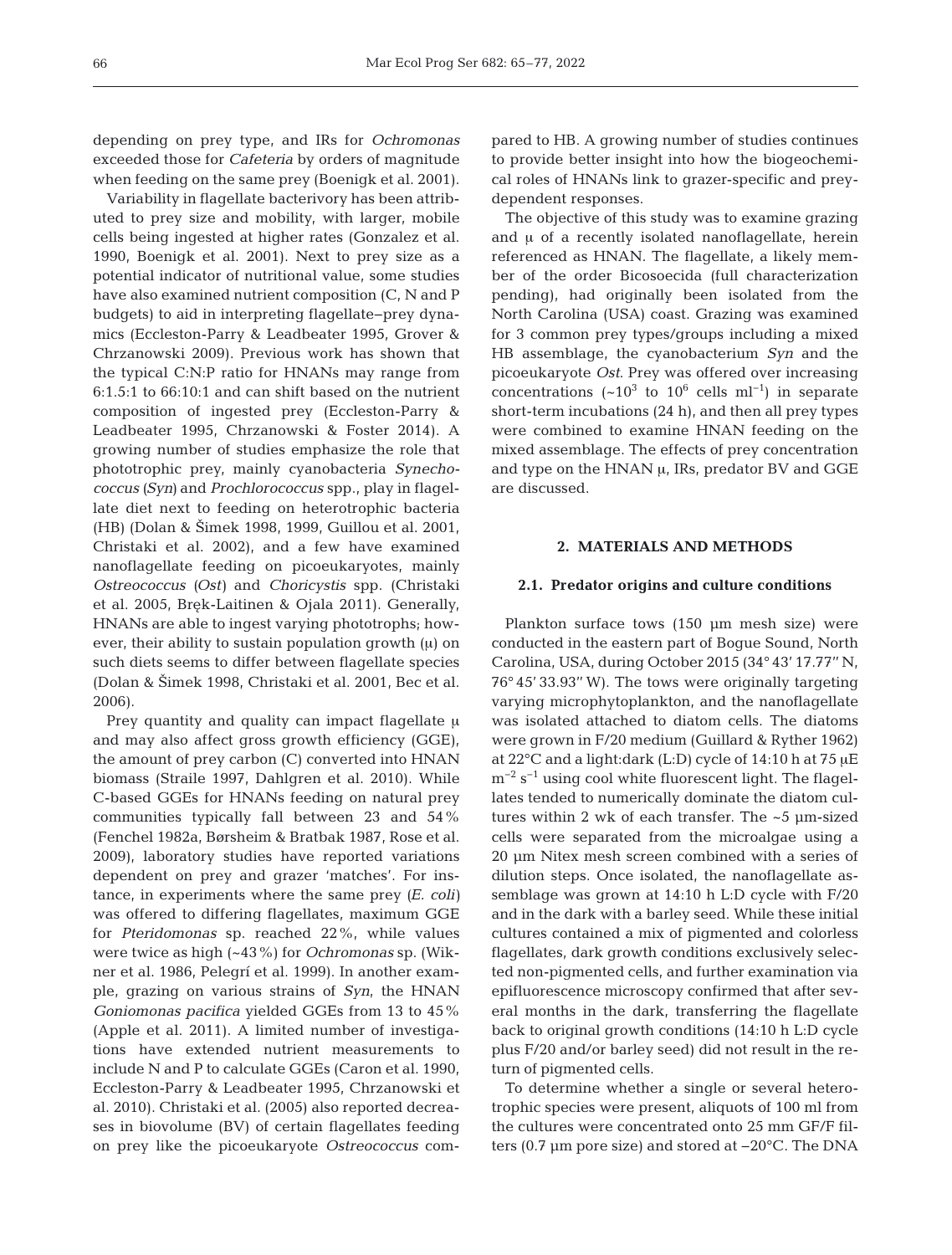depending on prey type, and IRs for *Ochromonas* exceeded those for *Cafeteria* by orders of magnitude when feeding on the same prey (Boenigk et al. 2001).

Variability in flagellate bacterivory has been attributed to prey size and mobility, with larger, mobile cells being ingested at higher rates (Gonzalez et al. 1990, Boenigk et al. 2001). Next to prey size as a potential indicator of nutritional value, some studies have also examined nutrient composition (C, N and P budgets) to aid in interpreting flagellate–prey dynamics (Eccleston-Parry & Leadbeater 1995, Grover & Chrzanowski 2009). Previous work has shown that the typical C:N:P ratio for HNANs may range from 6:1.5:1 to 66:10:1 and can shift based on the nutrient composition of ingested prey (Eccleston-Parry & Leadbeater 1995, Chrzanowski & Foster 2014). A growing number of studies emphasize the role that phototrophic prey, mainly cyanobacteria *Synechococcus* (*Syn*) and *Prochlorococcus* spp., play in flagellate diet next to feeding on heterotrophic bacteria (HB) (Dolan & Šimek 1998, 1999, Guillou et al. 2001, Christaki et al. 2002), and a few have examined nanoflagellate feeding on picoeukaryotes, mainly *Ostreococcus* (*Ost*) and *Choricystis* spp. (Christaki et al. 2005, Bręk-Laitinen & Ojala 2011). Generally, HNANs are able to ingest varying phototrophs; however, their ability to sustain population growth (μ) on such diets seems to differ between flagellate species (Dolan & Šimek 1998, Christaki et al. 2001, Bec et al. 2006).

Prey quantity and quality can impact flagellate μ and may also affect gross growth efficiency (GGE), the amount of prey carbon (C) converted into HNAN biomass (Straile 1997, Dahlgren et al. 2010). While C-based GGEs for HNANs feeding on natural prey communities typically fall between 23 and 54% (Fenchel 1982a, Børsheim & Bratbak 1987, Rose et al. 2009), laboratory studies have reported variations dependent on prey and grazer 'matches'. For instance, in experiments where the same prey (*E. coli*) was offered to differing flagellates, maximum GGE for *Pteridomonas* sp. reached 22%, while values were twice as high (~43%) for *Ochromonas* sp. (Wikner et al. 1986, Pelegrí et al. 1999). In another example, grazing on various strains of *Syn*, the HNAN *Goniomonas pacifica* yielded GGEs from 13 to 45% (Apple et al. 2011). A limited number of investigations have extended nutrient measurements to include N and P to calculate GGEs (Caron et al. 1990, Eccleston-Parry & Leadbeater 1995, Chrzanowski et al. 2010). Christaki et al. (2005) also reported decreases in biovolume (BV) of certain flagellates feeding on prey like the picoeukaryote *Ostreococcus* compared to HB. A growing number of studies continues to provide better insight into how the biogeochemical roles of HNANs link to grazer-specific and prey-dependent responses.

The objective of this study was to examine grazing and μ of a recently isolated nanoflagellate, herein referenced as HNAN. The flagellate, a likely member of the order Bicosoecida (full characterization pending), had originally been isolated from the North Carolina (USA) coast. Grazing was examined for 3 common prey types/groups including a mixed HB assemblage, the cyanobacterium *Syn* and the picoeukaryote *Ost*. Prey was offered over increasing concentrations (~$10^3$ to $10^6$ cells ml$^{-1}$) in separate short-term incubations (24 h), and then all prey types were combined to examine HNAN feeding on the mixed assemblage. The effects of prey concentration and type on the HNAN μ, IRs, predator BV and GGE are discussed.

## 2. MATERIALS AND METHODS

### 2.1. Predator origins and culture conditions

Plankton surface tows (150 μm mesh size) were conducted in the eastern part of Bogue Sound, North Carolina, USA, during October 2015 (34° 43′ 17.77″ N, 76° 45′ 33.93″ W). The tows were originally targeting varying microphytoplankton, and the nanoflagellate was isolated attached to diatom cells. The diatoms were grown in F/20 medium (Guillard & Ryther 1962) at 22°C and a light:dark (L:D) cycle of 14:10 h at 75 μE m$^{-2}$ s$^{-1}$ using cool white fluorescent light. The flagellates tended to numerically dominate the diatom cultures within 2 wk of each transfer. The ~5 μm-sized cells were separated from the microalgae using a 20 μm Nitex mesh screen combined with a series of dilution steps. Once isolated, the nanoflagellate assemblage was grown at 14:10 h L:D cycle with F/20 and in the dark with a barley seed. While these initial cultures contained a mix of pigmented and colorless flagellates, dark growth conditions exclusively selected non-pigmented cells, and further examination via epifluorescence microscopy confirmed that after several months in the dark, transferring the flagellate back to original growth conditions (14:10 h L:D cycle plus F/20 and/or barley seed) did not result in the return of pigmented cells.

To determine whether a single or several heterotrophic species were present, aliquots of 100 ml from the cultures were concentrated onto 25 mm GF/F filters (0.7 μm pore size) and stored at −20°C. The DNA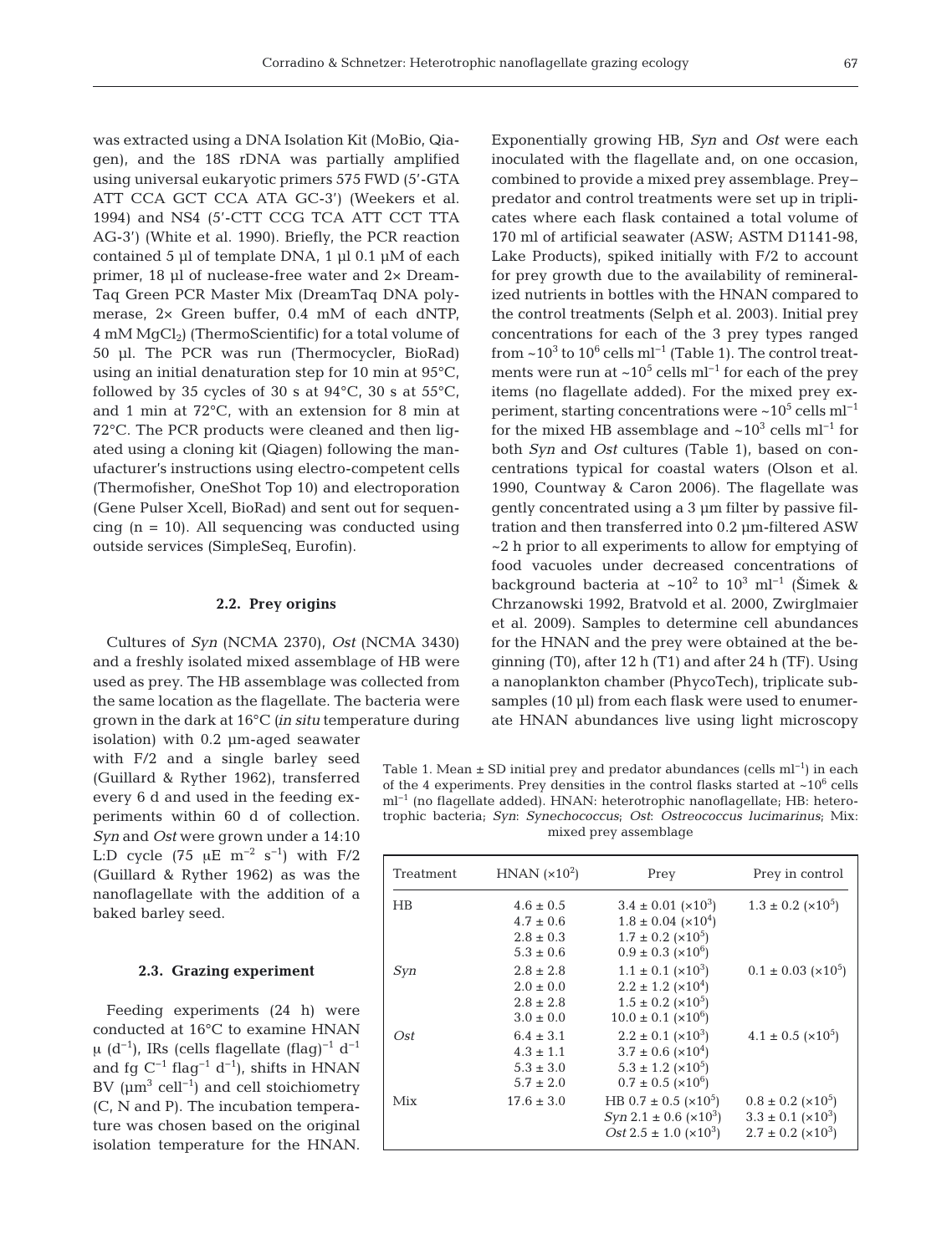was extracted using a DNA Isolation Kit (MoBio, Qiagen), and the 18S rDNA was partially amplified using universal eukaryotic primers 575 FWD (5′-GTA ATT CCA GCT CCA ATA GC-3′) (Weekers et al. 1994) and NS4 (5′-CTT CCG TCA ATT CCT TTA AG-3′) (White et al. 1990). Briefly, the PCR reaction contained 5 µl of template DNA, 1 µl 0.1 µM of each primer, 18 µl of nuclease-free water and 2× DreamTaq Green PCR Master Mix (DreamTaq DNA polymerase, 2× Green buffer, 0.4 mM of each dNTP, 4 mM $MgCl_2$) (ThermoScientific) for a total volume of 50 µl. The PCR was run (Thermocycler, BioRad) using an initial denaturation step for 10 min at 95°C, followed by 35 cycles of 30 s at 94°C, 30 s at 55°C, and 1 min at 72°C, with an extension for 8 min at 72°C. The PCR products were cleaned and then ligated using a cloning kit (Qiagen) following the manufacturer's instructions using electro-competent cells (Thermofisher, OneShot Top 10) and electroporation (Gene Pulser Xcell, BioRad) and sent out for sequencing (n = 10). All sequencing was conducted using outside services (SimpleSeq, Eurofin).

### 2.2. Prey origins

Cultures of *Syn* (NCMA 2370), *Ost* (NCMA 3430) and a freshly isolated mixed assemblage of HB were used as prey. The HB assemblage was collected from the same location as the flagellate. The bacteria were grown in the dark at 16°C (*in situ* temperature during isolation) with 0.2 µm-aged seawater with F/2 and a single barley seed (Guillard & Ryther 1962), transferred every 6 d and used in the feeding experiments within 60 d of collection. *Syn* and *Ost* were grown under a 14:10 L:D cycle (75 µE $m^{-2}$ $s^{-1}$) with F/2 (Guillard & Ryther 1962) as was the nanoflagellate with the addition of a baked barley seed.

### 2.3. Grazing experiment

Feeding experiments (24 h) were conducted at 16°C to examine HNAN µ ($d^{-1}$), IRs (cells flagellate (flag)$^{-1}$ $d^{-1}$ and fg $C^{-1}$ flag$^{-1}$ $d^{-1}$), shifts in HNAN BV (µ$m^3$ cell$^{-1}$) and cell stoichiometry (C, N and P). The incubation temperature was chosen based on the original isolation temperature for the HNAN. Exponentially growing HB, *Syn* and *Ost* were each inoculated with the flagellate and, on one occasion, combined to provide a mixed prey assemblage. Prey–predator and control treatments were set up in triplicates where each flask contained a total volume of 170 ml of artificial seawater (ASW; ASTM D1141-98, Lake Products), spiked initially with F/2 to account for prey growth due to the availability of remineralized nutrients in bottles with the HNAN compared to the control treatments (Selph et al. 2003). Initial prey concentrations for each of the 3 prey types ranged from ~$10^3$ to $10^6$ cells ml$^{-1}$ (Table 1). The control treatments were run at ~$10^5$ cells ml$^{-1}$ for each of the prey items (no flagellate added). For the mixed prey experiment, starting concentrations were ~$10^5$ cells ml$^{-1}$ for the mixed HB assemblage and ~$10^3$ cells ml$^{-1}$ for both *Syn* and *Ost* cultures (Table 1), based on concentrations typical for coastal waters (Olson et al. 1990, Countway & Caron 2006). The flagellate was gently concentrated using a 3 µm filter by passive filtration and then transferred into 0.2 µm-filtered ASW ~2 h prior to all experiments to allow for emptying of food vacuoles under decreased concentrations of background bacteria at ~$10^2$ to $10^3$ ml$^{-1}$ (Šimek & Chrzanowski 1992, Bratvold et al. 2000, Zwirglmaier et al. 2009). Samples to determine cell abundances for the HNAN and the prey were obtained at the beginning (T0), after 12 h (T1) and after 24 h (TF). Using a nanoplankton chamber (PhycoTech), triplicate subsamples (10 µl) from each flask were used to enumerate HNAN abundances live using light microscopy

Table 1. Mean ± SD initial prey and predator abundances (cells ml$^{-1}$) in each of the 4 experiments. Prey densities in the control flasks started at ~$10^6$ cells ml$^{-1}$ (no flagellate added). HNAN: heterotrophic nanoflagellate; HB: heterotrophic bacteria; *Syn*: *Synechococcus*; *Ost*: *Ostreococcus lucimarinus*; Mix: mixed prey assemblage

| Treatment | HNAN (×$10^2$) | Prey | Prey in control |
|---|---|---|---|
| HB | 4.6 ± 0.5 | 3.4 ± 0.01 (×$10^3$) | 1.3 ± 0.2 (×$10^5$) |
| | 4.7 ± 0.6 | 1.8 ± 0.04 (×$10^4$) | |
| | 2.8 ± 0.3 | 1.7 ± 0.2 (×$10^5$) | |
| | 5.3 ± 0.6 | 0.9 ± 0.3 (×$10^6$) | |
| *Syn* | 2.8 ± 2.8 | 1.1 ± 0.1 (×$10^3$) | 0.1 ± 0.03 (×$10^5$) |
| | 2.0 ± 0.0 | 2.2 ± 1.2 (×$10^4$) | |
| | 2.8 ± 2.8 | 1.5 ± 0.2 (×$10^5$) | |
| | 3.0 ± 0.0 | 10.0 ± 0.1 (×$10^6$) | |
| *Ost* | 6.4 ± 3.1 | 2.2 ± 0.1 (×$10^3$) | 4.1 ± 0.5 (×$10^5$) |
| | 4.3 ± 1.1 | 3.7 ± 0.6 (×$10^4$) | |
| | 5.3 ± 3.0 | 5.3 ± 1.2 (×$10^5$) | |
| | 5.7 ± 2.0 | 0.7 ± 0.5 (×$10^6$) | |
| Mix | 17.6 ± 3.0 | HB 0.7 ± 0.5 (×$10^5$) | 0.8 ± 0.2 (×$10^5$) |
| | | *Syn* 2.1 ± 0.6 (×$10^3$) | 3.3 ± 0.1 (×$10^3$) |
| | | *Ost* 2.5 ± 1.0 (×$10^3$) | 2.7 ± 0.2 (×$10^3$) |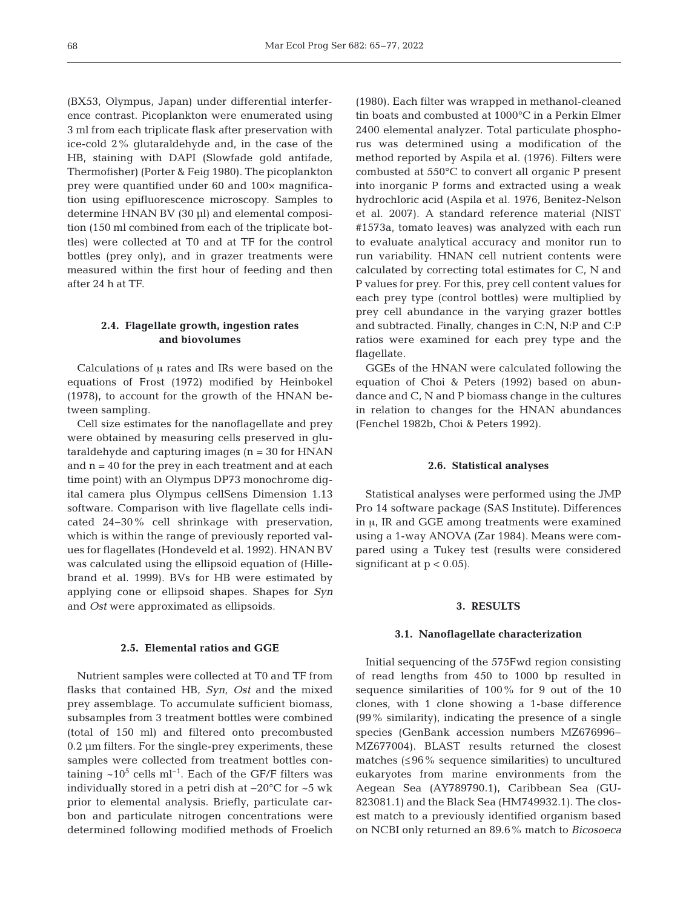(BX53, Olympus, Japan) under differential interference contrast. Picoplankton were enumerated using 3 ml from each triplicate flask after preservation with ice-cold 2% glutaraldehyde and, in the case of the HB, staining with DAPI (Slowfade gold antifade, Thermofisher) (Porter & Feig 1980). The picoplankton prey were quantified under 60 and 100× magnification using epifluorescence microscopy. Samples to determine HNAN BV (30 µl) and elemental composition (150 ml combined from each of the triplicate bottles) were collected at T0 and at TF for the control bottles (prey only), and in grazer treatments were measured within the first hour of feeding and then after 24 h at TF.

### 2.4. Flagellate growth, ingestion rates and biovolumes

Calculations of µ rates and IRs were based on the equations of Frost (1972) modified by Heinbokel (1978), to account for the growth of the HNAN between sampling.

Cell size estimates for the nanoflagellate and prey were obtained by measuring cells preserved in glutaraldehyde and capturing images (n = 30 for HNAN and n = 40 for the prey in each treatment and at each time point) with an Olympus DP73 monochrome digital camera plus Olympus cellSens Dimension 1.13 software. Comparison with live flagellate cells indicated 24–30% cell shrinkage with preservation, which is within the range of previously reported values for flagellates (Hondeveld et al. 1992). HNAN BV was calculated using the ellipsoid equation of (Hillebrand et al. 1999). BVs for HB were estimated by applying cone or ellipsoid shapes. Shapes for *Syn* and *Ost* were approximated as ellipsoids.

### 2.5. Elemental ratios and GGE

Nutrient samples were collected at T0 and TF from flasks that contained HB, *Syn*, *Ost* and the mixed prey assemblage. To accumulate sufficient biomass, subsamples from 3 treatment bottles were combined (total of 150 ml) and filtered onto precombusted 0.2 µm filters. For the single-prey experiments, these samples were collected from treatment bottles containing ~$10^5$ cells ml$^{-1}$. Each of the GF/F filters was individually stored in a petri dish at −20°C for ~5 wk prior to elemental analysis. Briefly, particulate carbon and particulate nitrogen concentrations were determined following modified methods of Froelich (1980). Each filter was wrapped in methanol-cleaned tin boats and combusted at 1000°C in a Perkin Elmer 2400 elemental analyzer. Total particulate phosphorus was determined using a modification of the method reported by Aspila et al. (1976). Filters were combusted at 550°C to convert all organic P present into inorganic P forms and extracted using a weak hydrochloric acid (Aspila et al. 1976, Benitez-Nelson et al. 2007). A standard reference material (NIST #1573a, tomato leaves) was analyzed with each run to evaluate analytical accuracy and monitor run to run variability. HNAN cell nutrient contents were calculated by correcting total estimates for C, N and P values for prey. For this, prey cell content values for each prey type (control bottles) were multiplied by prey cell abundance in the varying grazer bottles and subtracted. Finally, changes in C:N, N:P and C:P ratios were examined for each prey type and the flagellate.

GGEs of the HNAN were calculated following the equation of Choi & Peters (1992) based on abundance and C, N and P biomass change in the cultures in relation to changes for the HNAN abundances (Fenchel 1982b, Choi & Peters 1992).

### 2.6. Statistical analyses

Statistical analyses were performed using the JMP Pro 14 software package (SAS Institute). Differences in µ, IR and GGE among treatments were examined using a 1-way ANOVA (Zar 1984). Means were compared using a Tukey test (results were considered significant at $p < 0.05$).

## 3. RESULTS

### 3.1. Nanoflagellate characterization

Initial sequencing of the 575Fwd region consisting of read lengths from 450 to 1000 bp resulted in sequence similarities of 100% for 9 out of the 10 clones, with 1 clone showing a 1-base difference (99% similarity), indicating the presence of a single species (GenBank accession numbers MZ676996–MZ677004). BLAST results returned the closest matches (≤96% sequence similarities) to uncultured eukaryotes from marine environments from the Aegean Sea (AY789790.1), Caribbean Sea (GU-823081.1) and the Black Sea (HM749932.1). The closest match to a previously identified organism based on NCBI only returned an 89.6% match to *Bicosoeca*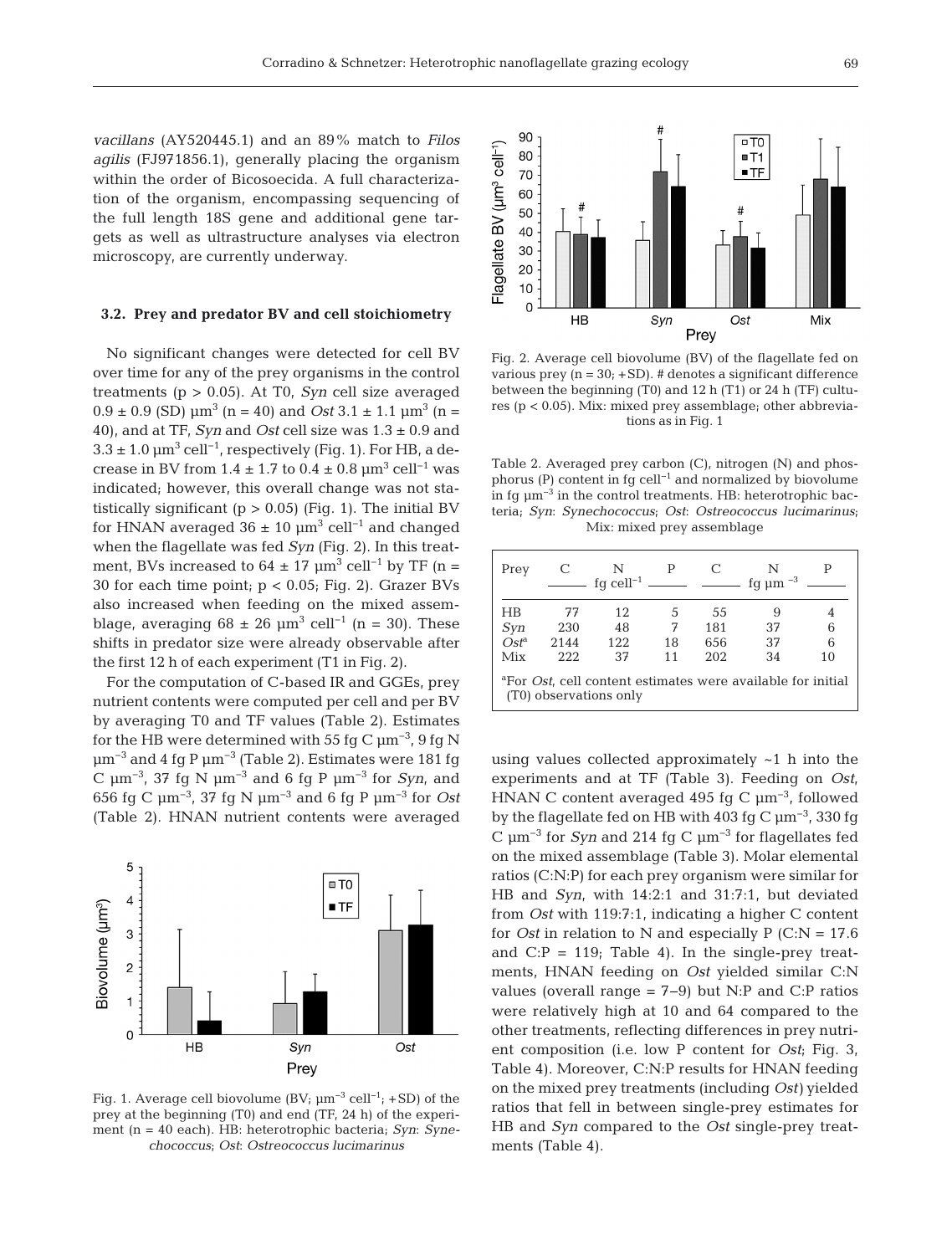*vacillans* (AY520445.1) and an 89% match to *Filos agilis* (FJ971856.1), generally placing the organism within the order of Bicosoecida. A full characterization of the organism, encompassing sequencing of the full length 18S gene and additional gene targets as well as ultrastructure analyses via electron microscopy, are currently underway.

### 3.2. Prey and predator BV and cell stoichiometry

No significant changes were detected for cell BV over time for any of the prey organisms in the control treatments ($p > 0.05$). At T0, *Syn* cell size averaged $0.9 \pm 0.9$ (SD) µm$^3$ (n = 40) and *Ost* $3.1 \pm 1.1$ µm$^3$ (n = 40), and at TF, *Syn* and *Ost* cell size was $1.3 \pm 0.9$ and $3.3 \pm 1.0$ µm$^3$ cell$^{-1}$, respectively (Fig. 1). For HB, a decrease in BV from $1.4 \pm 1.7$ to $0.4 \pm 0.8$ µm$^3$ cell$^{-1}$ was indicated; however, this overall change was not statistically significant ($p > 0.05$) (Fig. 1). The initial BV for HNAN averaged $36 \pm 10$ µm$^3$ cell$^{-1}$ and changed when the flagellate was fed *Syn* (Fig. 2). In this treatment, BVs increased to $64 \pm 17$ µm$^3$ cell$^{-1}$ by TF (n = 30 for each time point; $p < 0.05$; Fig. 2). Grazer BVs also increased when feeding on the mixed assemblage, averaging $68 \pm 26$ µm$^3$ cell$^{-1}$ (n = 30). These shifts in predator size were already observable after the first 12 h of each experiment (T1 in Fig. 2).

For the computation of C-based IR and GGEs, prey nutrient contents were computed per cell and per BV by averaging T0 and TF values (Table 2). Estimates for the HB were determined with 55 fg C µm$^{-3}$, 9 fg N µm$^{-3}$ and 4 fg P µm$^{-3}$ (Table 2). Estimates were 181 fg C µm$^{-3}$, 37 fg N µm$^{-3}$ and 6 fg P µm$^{-3}$ for *Syn*, and 656 fg C µm$^{-3}$, 37 fg N µm$^{-3}$ and 6 fg P µm$^{-3}$ for *Ost* (Table 2). HNAN nutrient contents were averaged using values collected approximately ~1 h into the experiments and at TF (Table 3). Feeding on *Ost*, HNAN C content averaged 495 fg C µm$^{-3}$, followed by the flagellate fed on HB with 403 fg C µm$^{-3}$, 330 fg C µm$^{-3}$ for *Syn* and 214 fg C µm$^{-3}$ for flagellates fed on the mixed assemblage (Table 3). Molar elemental ratios (C:N:P) for each prey organism were similar for HB and *Syn*, with 14:2:1 and 31:7:1, but deviated from *Ost* with 119:7:1, indicating a higher C content for *Ost* in relation to N and especially P (C:N = 17.6 and C:P = 119; Table 4). In the single-prey treatments, HNAN feeding on *Ost* yielded similar C:N values (overall range = 7–9) but N:P and C:P ratios were relatively high at 10 and 64 compared to the other treatments, reflecting differences in prey nutrient composition (i.e. low P content for *Ost*; Fig. 3, Table 4). Moreover, C:N:P results for HNAN feeding on the mixed prey treatments (including *Ost*) yielded ratios that fell in between single-prey estimates for HB and *Syn* compared to the *Ost* single-prey treatments (Table 4).

Fig. 1. Average cell biovolume (BV; µm$^{-3}$ cell$^{-1}$; +SD) of the prey at the beginning (T0) and end (TF, 24 h) of the experiment (n = 40 each). HB: heterotrophic bacteria; *Syn*: *Synechococcus*; *Ost*: *Ostreococcus lucimarinus*

Fig. 2. Average cell biovolume (BV) of the flagellate fed on various prey (n = 30; +SD). # denotes a significant difference between the beginning (T0) and 12 h (T1) or 24 h (TF) cultures ($p < 0.05$). Mix: mixed prey assemblage; other abbreviations as in Fig. 1

Table 2. Averaged prey carbon (C), nitrogen (N) and phosphorus (P) content in fg cell$^{-1}$ and normalized by biovolume in fg µm$^{-3}$ in the control treatments. HB: heterotrophic bacteria; *Syn*: *Synechococcus*; *Ost*: *Ostreococcus lucimarinus*; Mix: mixed prey assemblage

| Prey | C | N (fg cell$^{-1}$) | P | C | N (fg µm$^{-3}$) | P |
|---|---|---|---|---|---|---|
| HB | 77 | 12 | 5 | 55 | 9 | 4 |
| *Syn* | 230 | 48 | 7 | 181 | 37 | 6 |
| *Ost*[a] | 2144 | 122 | 18 | 656 | 37 | 6 |
| Mix | 222 | 37 | 11 | 202 | 34 | 10 |

[a]For *Ost*, cell content estimates were available for initial (T0) observations only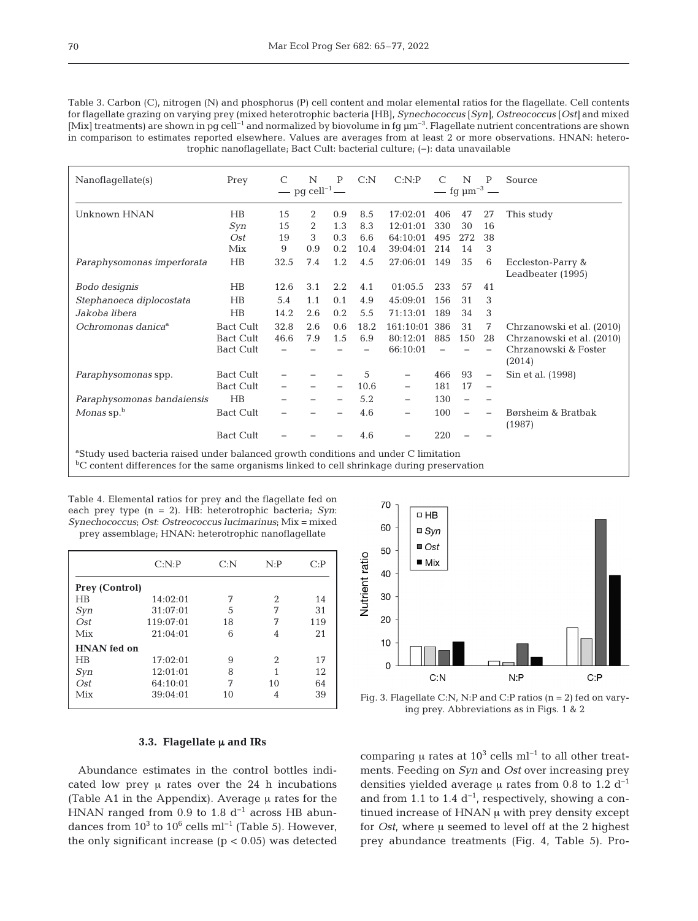Table 3. Carbon (C), nitrogen (N) and phosphorus (P) cell content and molar elemental ratios for the flagellate. Cell contents for flagellate grazing on varying prey (mixed heterotrophic bacteria [HB], *Synechococcus* [*Syn*], *Ostreococcus* [*Ost*] and mixed [Mix] treatments) are shown in pg cell$^{-1}$ and normalized by biovolume in fg µm$^{-3}$. Flagellate nutrient concentrations are shown in comparison to estimates reported elsewhere. Values are averages from at least 2 or more observations. HNAN: heterotrophic nanoflagellate; Bact Cult: bacterial culture; (–): data unavailable

| Nanoflagellate(s) | Prey | C (pg cell$^{-1}$) | N (pg cell$^{-1}$) | P (pg cell$^{-1}$) | C:N | C:N:P | C (fg µm$^{-3}$) | N (fg µm$^{-3}$) | P (fg µm$^{-3}$) | Source |
|---|---|---|---|---|---|---|---|---|---|---|
| Unknown HNAN | HB | 15 | 2 | 0.9 | 8.5 | 17:02:01 | 406 | 47 | 27 | This study |
| | *Syn* | 15 | 2 | 1.3 | 8.3 | 12:01:01 | 330 | 30 | 16 | |
| | *Ost* | 19 | 3 | 0.3 | 6.6 | 64:10:01 | 495 | 272 | 38 | |
| | Mix | 9 | 0.9 | 0.2 | 10.4 | 39:04:01 | 214 | 14 | 3 | |
| *Paraphysomonas imperforata* | HB | 32.5 | 7.4 | 1.2 | 4.5 | 27:06:01 | 149 | 35 | 6 | Eccleston-Parry & Leadbeater (1995) |
| *Bodo designis* | HB | 12.6 | 3.1 | 2.2 | 4.1 | 01:05.5 | 233 | 57 | 41 | |
| *Stephanoeca diplocostata* | HB | 5.4 | 1.1 | 0.1 | 4.9 | 45:09:01 | 156 | 31 | 3 | |
| *Jakoba libera* | HB | 14.2 | 2.6 | 0.2 | 5.5 | 71:13:01 | 189 | 34 | 3 | |
| *Ochromonas danica*[a] | Bact Cult | 32.8 | 2.6 | 0.6 | 18.2 | 161:10:01 | 386 | 31 | 7 | Chrzanowski et al. (2010) |
| | Bact Cult | 46.6 | 7.9 | 1.5 | 6.9 | 80:12:01 | 885 | 150 | 28 | Chrzanowski et al. (2010) |
| | Bact Cult | – | – | – | – | 66:10:01 | – | – | – | Chrzanowski & Foster (2014) |
| *Paraphysomonas* spp. | Bact Cult | – | – | – | 5 | – | 466 | 93 | – | Sin et al. (1998) |
| | Bact Cult | – | – | – | 10.6 | – | 181 | 17 | – | |
| *Paraphysomonas bandaiensis* | HB | – | – | – | 5.2 | – | 130 | – | – | |
| *Monas* sp.[b] | Bact Cult | – | – | – | 4.6 | – | 100 | – | – | Børsheim & Bratbak (1987) |
| | Bact Cult | – | – | – | 4.6 | – | 220 | – | – | |

[a]Study used bacteria raised under balanced growth conditions and under C limitation
[b]C content differences for the same organisms linked to cell shrinkage during preservation

Table 4. Elemental ratios for prey and the flagellate fed on each prey type (n = 2). HB: heterotrophic bacteria; *Syn*: *Synechococcus*; *Ost*: *Ostreococcus lucimarinus*; Mix = mixed prey assemblage; HNAN: heterotrophic nanoflagellate

| | C:N:P | C:N | N:P | C:P |
|---|---|---|---|---|
| **Prey (Control)** | | | | |
| HB | 14:02:01 | 7 | 2 | 14 |
| *Syn* | 31:07:01 | 5 | 7 | 31 |
| *Ost* | 119:07:01 | 18 | 7 | 119 |
| Mix | 21:04:01 | 6 | 4 | 21 |
| **HNAN fed on** | | | | |
| HB | 17:02:01 | 9 | 2 | 17 |
| *Syn* | 12:01:01 | 8 | 1 | 12 |
| *Ost* | 64:10:01 | 7 | 10 | 64 |
| Mix | 39:04:01 | 10 | 4 | 39 |

Fig. 3. Flagellate C:N, N:P and C:P ratios (n = 2) fed on varying prey. Abbreviations as in Figs. 1 & 2

### 3.3. Flagellate µ and IRs

Abundance estimates in the control bottles indicated low prey µ rates over the 24 h incubations (Table A1 in the Appendix). Average µ rates for the HNAN ranged from 0.9 to 1.8 d$^{-1}$ across HB abundances from $10^3$ to $10^6$ cells ml$^{-1}$ (Table 5). However, the only significant increase ($p < 0.05$) was detected comparing µ rates at $10^3$ cells ml$^{-1}$ to all other treatments. Feeding on *Syn* and *Ost* over increasing prey densities yielded average µ rates from 0.8 to 1.2 d$^{-1}$ and from 1.1 to 1.4 d$^{-1}$, respectively, showing a continued increase of HNAN µ with prey density except for *Ost*, where µ seemed to level off at the 2 highest prey abundance treatments (Fig. 4, Table 5). Pro-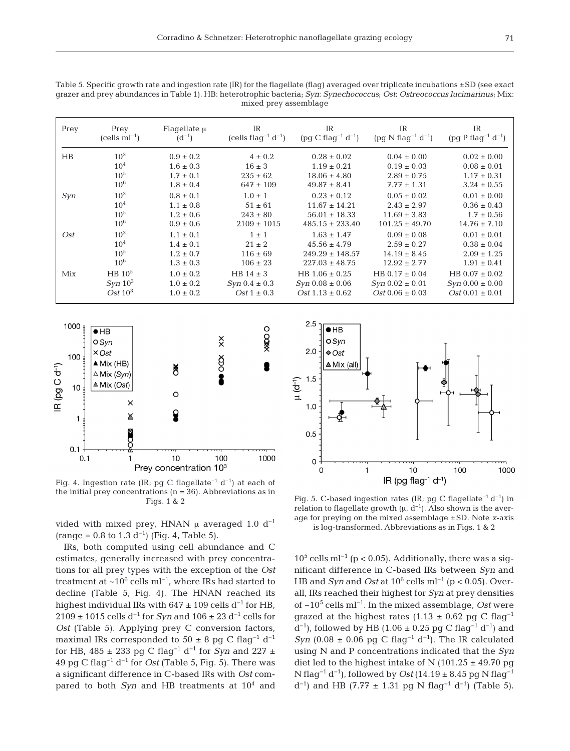Table 5. Specific growth rate and ingestion rate (IR) for the flagellate (flag) averaged over triplicate incubations ±SD (see exact grazer and prey abundances in Table 1). HB: heterotrophic bacteria; *Syn*: *Synechococcus*; *Ost*: *Ostreococcus lucimarinus*; Mix: mixed prey assemblage

| Prey | Prey (cells $ml^{-1}$) | Flagellate μ ($d^{-1}$) | IR (cells $flag^{-1}$ $d^{-1}$) | IR (pg C $flag^{-1}$ $d^{-1}$) | IR (pg N $flag^{-1}$ $d^{-1}$) | IR (pg P $flag^{-1}$ $d^{-1}$) |
|---|---|---|---|---|---|---|
| HB | $10^3$ | 0.9 ± 0.2 | 4 ± 0.2 | 0.28 ± 0.02 | 0.04 ± 0.00 | 0.02 ± 0.00 |
| | $10^4$ | 1.6 ± 0.3 | 16 ± 3 | 1.19 ± 0.21 | 0.19 ± 0.03 | 0.08 ± 0.01 |
| | $10^5$ | 1.7 ± 0.1 | 235 ± 62 | 18.06 ± 4.80 | 2.89 ± 0.75 | 1.17 ± 0.31 |
| | $10^6$ | 1.8 ± 0.4 | 647 ± 109 | 49.87 ± 8.41 | 7.77 ± 1.31 | 3.24 ± 0.55 |
| *Syn* | $10^3$ | 0.8 ± 0.1 | 1.0 ± 1 | 0.23 ± 0.12 | 0.05 ± 0.02 | 0.01 ± 0.00 |
| | $10^4$ | 1.1 ± 0.8 | 51 ± 61 | 11.67 ± 14.21 | 2.43 ± 2.97 | 0.36 ± 0.43 |
| | $10^5$ | 1.2 ± 0.6 | 243 ± 80 | 56.01 ± 18.33 | 11.69 ± 3.83 | 1.7 ± 0.56 |
| | $10^6$ | 0.9 ± 0.6 | 2109 ± 1015 | 485.15 ± 233.40 | 101.25 ± 49.70 | 14.76 ± 7.10 |
| *Ost* | $10^3$ | 1.1 ± 0.1 | 1 ± 1 | 1.63 ± 1.47 | 0.09 ± 0.08 | 0.01 ± 0.01 |
| | $10^4$ | 1.4 ± 0.1 | 21 ± 2 | 45.56 ± 4.79 | 2.59 ± 0.27 | 0.38 ± 0.04 |
| | $10^5$ | 1.2 ± 0.7 | 116 ± 69 | 249.29 ± 148.57 | 14.19 ± 8.45 | 2.09 ± 1.25 |
| | $10^6$ | 1.3 ± 0.3 | 106 ± 23 | 227.03 ± 48.75 | 12.92 ± 2.77 | 1.91 ± 0.41 |
| Mix | HB $10^5$ | 1.0 ± 0.2 | HB 14 ± 3 | HB 1.06 ± 0.25 | HB 0.17 ± 0.04 | HB 0.07 ± 0.02 |
| | *Syn* $10^3$ | 1.0 ± 0.2 | *Syn* 0.4 ± 0.3 | *Syn* 0.08 ± 0.06 | *Syn* 0.02 ± 0.01 | *Syn* 0.00 ± 0.00 |
| | *Ost* $10^3$ | 1.0 ± 0.2 | *Ost* 1 ± 0.3 | *Ost* 1.13 ± 0.62 | *Ost* 0.06 ± 0.03 | *Ost* 0.01 ± 0.01 |

Fig. 4. Ingestion rate (IR; pg C $flagellate^{-1}$ $d^{-1}$) at each of the initial prey concentrations (n = 36). Abbreviations as in Figs. 1 & 2

Fig. 5. C-based ingestion rates (IR; pg C $flagellate^{-1}$ $d^{-1}$) in relation to flagellate growth (μ, $d^{-1}$). Also shown is the average for preying on the mixed assemblage ±SD. Note x-axis is log-transformed. Abbreviations as in Figs. 1 & 2

vided with mixed prey, HNAN μ averaged 1.0 $d^{-1}$ (range = 0.8 to 1.3 $d^{-1}$) (Fig. 4, Table 5).

IRs, both computed using cell abundance and C estimates, generally increased with prey concentrations for all prey types with the exception of the *Ost* treatment at ~$10^6$ cells $ml^{-1}$, where IRs had started to decline (Table 5, Fig. 4). The HNAN reached its highest individual IRs with 647 ± 109 cells $d^{-1}$ for HB, 2109 ± 1015 cells $d^{-1}$ for *Syn* and 106 ± 23 $d^{-1}$ cells for *Ost* (Table 5). Applying prey C conversion factors, maximal IRs corresponded to 50 ± 8 pg C $flag^{-1}$ $d^{-1}$ for HB, 485 ± 233 pg C $flag^{-1}$ $d^{-1}$ for *Syn* and 227 ± 49 pg C $flag^{-1}$ $d^{-1}$ for *Ost* (Table 5, Fig. 5). There was a significant difference in C-based IRs with *Ost* compared to both *Syn* and HB treatments at $10^4$ and $10^5$ cells $ml^{-1}$ ($p < 0.05$). Additionally, there was a significant difference in C-based IRs between *Syn* and HB and *Syn* and *Ost* at $10^6$ cells $ml^{-1}$ ($p < 0.05$). Overall, IRs reached their highest for *Syn* at prey densities of ~$10^5$ cells $ml^{-1}$. In the mixed assemblage, *Ost* were grazed at the highest rates (1.13 ± 0.62 pg C $flag^{-1}$ $d^{-1}$), followed by HB (1.06 ± 0.25 pg C $flag^{-1}$ $d^{-1}$) and *Syn* (0.08 ± 0.06 pg C $flag^{-1}$ $d^{-1}$). The IR calculated using N and P concentrations indicated that the *Syn* diet led to the highest intake of N (101.25 ± 49.70 pg N $flag^{-1}$ $d^{-1}$), followed by *Ost* (14.19 ± 8.45 pg N $flag^{-1}$ $d^{-1}$) and HB (7.77 ± 1.31 pg N $flag^{-1}$ $d^{-1}$) (Table 5).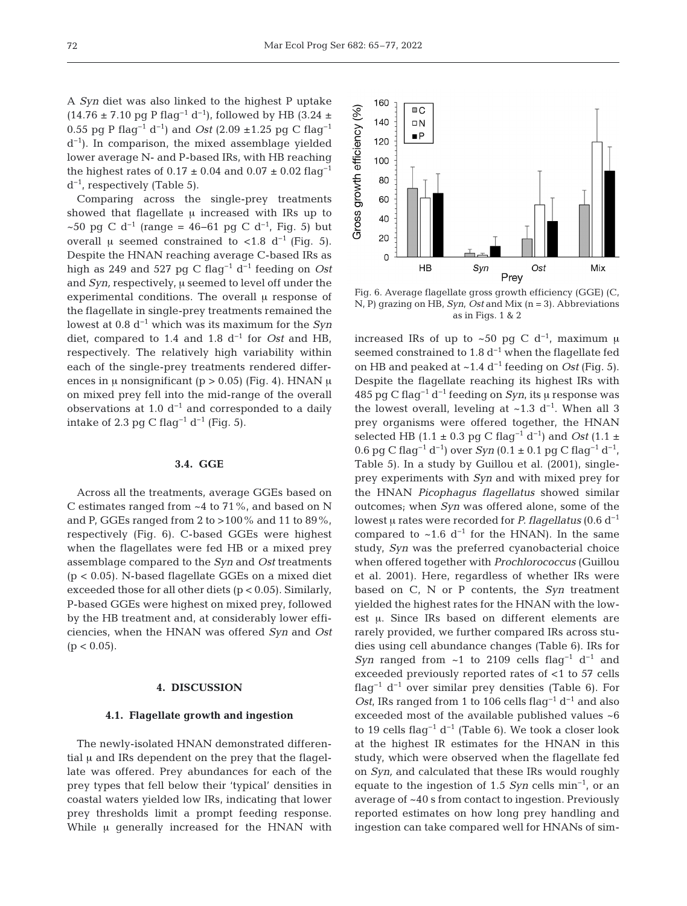A *Syn* diet was also linked to the highest P uptake ($14.76 \pm 7.10$ pg P flag$^{-1}$ d$^{-1}$), followed by HB ($3.24 \pm 0.55$ pg P flag$^{-1}$ d$^{-1}$) and *Ost* ($2.09 \pm 1.25$ pg C flag$^{-1}$ d$^{-1}$). In comparison, the mixed assemblage yielded lower average N- and P-based IRs, with HB reaching the highest rates of $0.17 \pm 0.04$ and $0.07 \pm 0.02$ flag$^{-1}$ d$^{-1}$, respectively (Table 5).

Comparing across the single-prey treatments showed that flagellate μ increased with IRs up to ~50 pg C d$^{-1}$ (range = 46–61 pg C d$^{-1}$, Fig. 5) but overall μ seemed constrained to <1.8 d$^{-1}$ (Fig. 5). Despite the HNAN reaching average C-based IRs as high as 249 and 527 pg C flag$^{-1}$ d$^{-1}$ feeding on *Ost* and *Syn*, respectively, μ seemed to level off under the experimental conditions. The overall μ response of the flagellate in single-prey treatments remained the lowest at 0.8 d$^{-1}$ which was its maximum for the *Syn* diet, compared to 1.4 and 1.8 d$^{-1}$ for *Ost* and HB, respectively. The relatively high variability within each of the single-prey treatments rendered differences in μ nonsignificant ($p > 0.05$) (Fig. 4). HNAN μ on mixed prey fell into the mid-range of the overall observations at 1.0 d$^{-1}$ and corresponded to a daily intake of 2.3 pg C flag$^{-1}$ d$^{-1}$ (Fig. 5).

### 3.4. GGE

Across all the treatments, average GGEs based on C estimates ranged from ~4 to 71%, and based on N and P, GGEs ranged from 2 to >100% and 11 to 89%, respectively (Fig. 6). C-based GGEs were highest when the flagellates were fed HB or a mixed prey assemblage compared to the *Syn* and *Ost* treatments ($p < 0.05$). N-based flagellate GGEs on a mixed diet exceeded those for all other diets ($p < 0.05$). Similarly, P-based GGEs were highest on mixed prey, followed by the HB treatment and, at considerably lower efficiencies, when the HNAN was offered *Syn* and *Ost* ($p < 0.05$).

Fig. 6. Average flagellate gross growth efficiency (GGE) (C, N, P) grazing on HB, *Syn*, *Ost* and Mix (n = 3). Abbreviations as in Figs. 1 & 2

## 4. DISCUSSION

### 4.1. Flagellate growth and ingestion

The newly-isolated HNAN demonstrated differential μ and IRs dependent on the prey that the flagellate was offered. Prey abundances for each of the prey types that fell below their 'typical' densities in coastal waters yielded low IRs, indicating that lower prey thresholds limit a prompt feeding response. While μ generally increased for the HNAN with increased IRs of up to ~50 pg C d$^{-1}$, maximum μ seemed constrained to 1.8 d$^{-1}$ when the flagellate fed on HB and peaked at ~1.4 d$^{-1}$ feeding on *Ost* (Fig. 5). Despite the flagellate reaching its highest IRs with 485 pg C flag$^{-1}$ d$^{-1}$ feeding on *Syn*, its μ response was the lowest overall, leveling at ~1.3 d$^{-1}$. When all 3 prey organisms were offered together, the HNAN selected HB ($1.1 \pm 0.3$ pg C flag$^{-1}$ d$^{-1}$) and *Ost* ($1.1 \pm 0.6$ pg C flag$^{-1}$ d$^{-1}$) over *Syn* ($0.1 \pm 0.1$ pg C flag$^{-1}$ d$^{-1}$, Table 5). In a study by Guillou et al. (2001), single-prey experiments with *Syn* and with mixed prey for the HNAN *Picophagus flagellatus* showed similar outcomes; when *Syn* was offered alone, some of the lowest μ rates were recorded for *P. flagellatus* (0.6 d$^{-1}$ compared to ~1.6 d$^{-1}$ for the HNAN). In the same study, *Syn* was the preferred cyanobacterial choice when offered together with *Prochlorococcus* (Guillou et al. 2001). Here, regardless of whether IRs were based on C, N or P contents, the *Syn* treatment yielded the highest rates for the HNAN with the lowest μ. Since IRs based on different elements are rarely provided, we further compared IRs across studies using cell abundance changes (Table 6). IRs for *Syn* ranged from ~1 to 2109 cells flag$^{-1}$ d$^{-1}$ and exceeded previously reported rates of <1 to 57 cells flag$^{-1}$ d$^{-1}$ over similar prey densities (Table 6). For *Ost*, IRs ranged from 1 to 106 cells flag$^{-1}$ d$^{-1}$ and also exceeded most of the available published values ~6 to 19 cells flag$^{-1}$ d$^{-1}$ (Table 6). We took a closer look at the highest IR estimates for the HNAN in this study, which were observed when the flagellate fed on *Syn,* and calculated that these IRs would roughly equate to the ingestion of 1.5 *Syn* cells min$^{-1}$, or an average of ~40 s from contact to ingestion. Previously reported estimates on how long prey handling and ingestion can take compared well for HNANs of sim-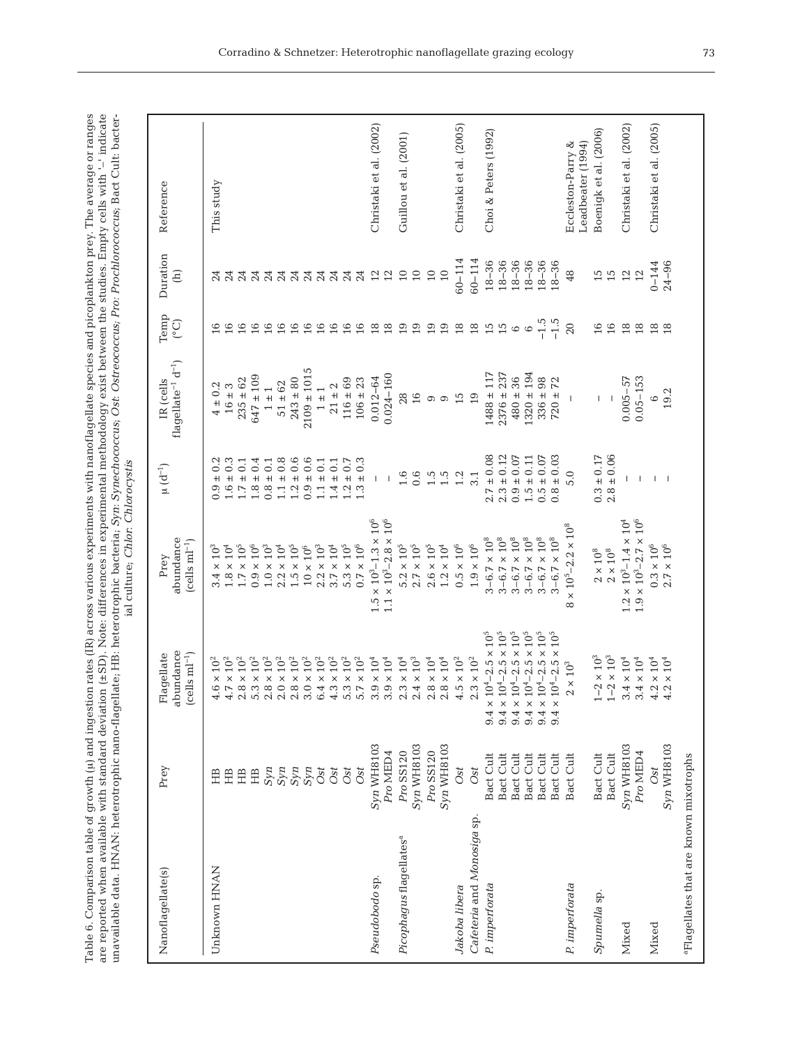Table 6. Comparison table of growth (μ) and ingestion rates (IR) across various experiments with nanoflagellate species and picoplankton prey. The average or ranges are reported when available with standard deviation (±SD). Note: differences in experimental methodology exist between the studies. Empty cells with '–' indicate unavailable data. HNAN: heterotrophic nano-flagellate; HB: heterotrophic bacteria; *Syn*: *Synechococcus*; *Ost*: *Ostreococcus*; *Pro*: *Prochlorococcus*; Bact Cult: bacterial culture; *Chlor*: *Chlorocystis*

| Nanoflagellate(s) | Prey | Flagellate abundance (cells ml$^{-1}$) | Prey abundance (cells ml$^{-1}$) | μ (d$^{-1}$) | IR (cells flagellate$^{-1}$ d$^{-1}$) | Temp (°C) | Duration (h) | Reference |
|---|---|---|---|---|---|---|---|---|
| Unknown HNAN | HB | $4.6 \times 10^2$ | $3.4 \times 10^3$ | 0.9 ± 0.2 | 4 ± 0.2 | 16 | 24 | This study |
| | HB | $4.7 \times 10^2$ | $1.8 \times 10^4$ | 1.6 ± 0.3 | 16 ± 3 | 16 | 24 | |
| | HB | $2.8 \times 10^2$ | $1.7 \times 10^5$ | 1.7 ± 0.1 | 235 ± 62 | 16 | 24 | |
| | HB | $5.3 \times 10^2$ | $0.9 \times 10^6$ | 1.8 ± 0.4 | 647 ± 109 | 16 | 24 | |
| | *Syn* | $2.8 \times 10^2$ | $1.0 \times 10^3$ | 0.8 ± 0.1 | 1 ± 1 | 16 | 24 | |
| | *Syn* | $2.0 \times 10^2$ | $2.2 \times 10^4$ | 1.1 ± 0.8 | 51 ± 62 | 16 | 24 | |
| | *Syn* | $2.8 \times 10^2$ | $1.5 \times 10^5$ | 1.2 ± 0.6 | 243 ± 80 | 16 | 24 | |
| | *Syn* | $3.0 \times 10^2$ | $10 \times 10^6$ | 0.9 ± 0.6 | 2109 ± 1015 | 16 | 24 | |
| | *Ost* | $6.4 \times 10^2$ | $2.2 \times 10^3$ | 1.1 ± 0.1 | 1 ± 1 | 16 | 24 | |
| | *Ost* | $4.3 \times 10^2$ | $3.7 \times 10^4$ | 1.4 ± 0.1 | 21 ± 2 | 16 | 24 | |
| | *Ost* | $5.3 \times 10^2$ | $5.3 \times 10^5$ | 1.2 ± 0.7 | 116 ± 69 | 16 | 24 | |
| | *Ost* | $5.7 \times 10^2$ | $0.7 \times 10^6$ | 1.3 ± 0.3 | 106 ± 23 | 16 | 24 | |
| *Pseudobodo* sp. | *Syn* WH8103 | $3.9 \times 10^4$ | $1.5 \times 10^3$–$1.3 \times 10^6$ | – | 0.012–64 | 18 | 12 | Christaki et al. (2002) |
| | *Pro* MED4 | $3.9 \times 10^4$ | $1.1 \times 10^3$–$2.8 \times 10^6$ | – | 0.024–160 | 18 | 12 | |
| *Picophagus* flagellates[a] | *Pro* SS120 | $2.3 \times 10^4$ | $5.2 \times 10^5$ | 1.6 | 28 | 19 | 10 | Guillou et al. (2001) |
| | *Syn* WH8103 | $2.4 \times 10^3$ | $2.7 \times 10^5$ | 0.6 | 16 | 19 | 10 | |
| | *Pro* SS120 | $2.8 \times 10^4$ | $2.6 \times 10^5$ | 1.5 | 9 | 19 | 10 | |
| | *Syn* WH8103 | $2.8 \times 10^4$ | $1.2 \times 10^4$ | 1.5 | 9 | 19 | 10 | |
| *Jakoba libera* | *Ost* | $4.5 \times 10^2$ | $0.5 \times 10^6$ | 1.2 | 15 | 18 | 60–114 | Christaki et al. (2005) |
| *Cafeteria* and *Monosiga* sp. | *Ost* | $2.3 \times 10^2$ | $1.9 \times 10^6$ | 3.1 | 19 | 18 | 60–114 | |
| *P. imperforata* | Bact Cult | $9.4 \times 10^4$–$2.5 \times 10^5$ | $3$–$6.7 \times 10^8$ | 2.7 ± 0.08 | 1488 ± 117 | 15 | 18–36 | Choi & Peters (1992) |
| | Bact Cult | $9.4 \times 10^4$–$2.5 \times 10^5$ | $3$–$6.7 \times 10^8$ | 2.3 ± 0.12 | 2376 ± 237 | 15 | 18–36 | |
| | Bact Cult | $9.4 \times 10^4$–$2.5 \times 10^5$ | $3$–$6.7 \times 10^8$ | 0.9 ± 0.07 | 480 ± 36 | 6 | 18–36 | |
| | Bact Cult | $9.4 \times 10^4$–$2.5 \times 10^5$ | $3$–$6.7 \times 10^8$ | 1.5 ± 0.11 | 1320 ± 194 | 6 | 18–36 | |
| | Bact Cult | $9.4 \times 10^4$–$2.5 \times 10^5$ | $3$–$6.7 \times 10^8$ | 0.5 ± 0.07 | 336 ± 98 | −1.5 | 18–36 | |
| | Bact Cult | $9.4 \times 10^4$–$2.5 \times 10^5$ | $3$–$6.7 \times 10^8$ | 0.8 ± 0.03 | 720 ± 72 | −1.5 | 18–36 | |
| *P. imperforata* | Bact Cult | $2 \times 10^3$ | $8 \times 10^5$–$2.2 \times 10^8$ | 5.0 | – | 20 | 48 | Eccleston-Parry & Leadbeater (1994) |
| *Spumella* sp. | Bact Cult | $1$–$2 \times 10^3$ | $2 \times 10^8$ | 0.3 ± 0.17 | – | 16 | 15 | Boenigk et al. (2006) |
| | Bact Cult | $1$–$2 \times 10^3$ | $2 \times 10^8$ | 2.8 ± 0.06 | – | 16 | 15 | |
| Mixed | *Syn* WH8103 | $3.4 \times 10^4$ | $1.2 \times 10^3$–$1.4 \times 10^4$ | – | 0.005–57 | 18 | 12 | Christaki et al. (2002) |
| | *Pro* MED4 | $3.4 \times 10^4$ | $1.9 \times 10^3$–$2.7 \times 10^6$ | – | 0.05–153 | 18 | 12 | |
| Mixed | *Ost* | $4.2 \times 10^4$ | $0.3 \times 10^6$ | – | 6 | 18 | 0–144 | Christaki et al. (2005) |
| | *Syn* WH8103 | $4.2 \times 10^4$ | $2.7 \times 10^6$ | – | 19.2 | 18 | 24–96 | |

[a]Flagellates that are known mixotrophs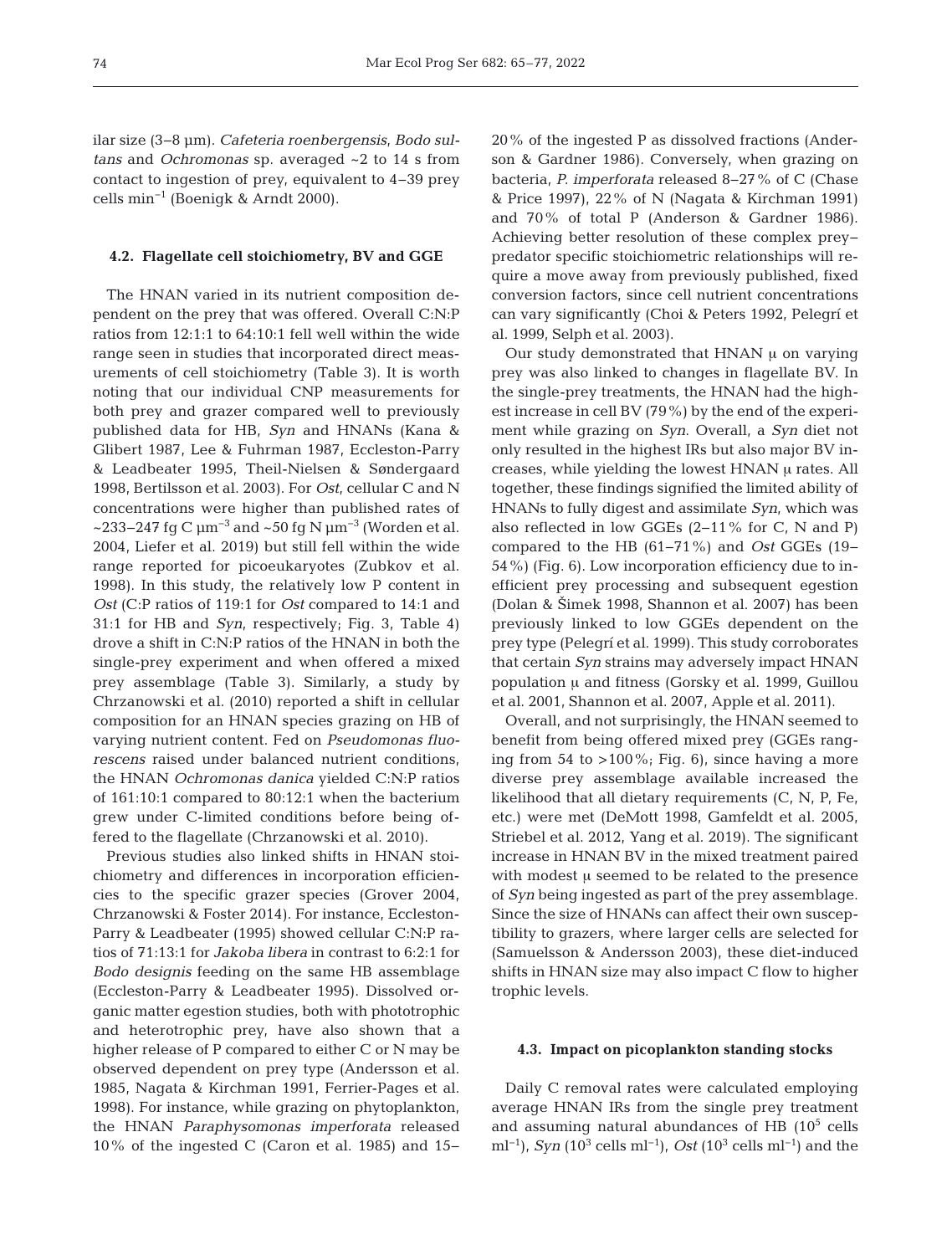ilar size (3–8 µm). *Cafeteria roenbergensis*, *Bodo sultans* and *Ochromonas* sp. averaged ~2 to 14 s from contact to ingestion of prey, equivalent to 4–39 prey cells $min^{-1}$ (Boenigk & Arndt 2000).

### 4.2. Flagellate cell stoichiometry, BV and GGE

The HNAN varied in its nutrient composition dependent on the prey that was offered. Overall C:N:P ratios from 12:1:1 to 64:10:1 fell well within the wide range seen in studies that incorporated direct measurements of cell stoichiometry (Table 3). It is worth noting that our individual CNP measurements for both prey and grazer compared well to previously published data for HB, *Syn* and HNANs (Kana & Glibert 1987, Lee & Fuhrman 1987, Eccleston-Parry & Leadbeater 1995, Theil-Nielsen & Søndergaard 1998, Bertilsson et al. 2003). For *Ost*, cellular C and N concentrations were higher than published rates of ~233–247 fg C $\mu m^{-3}$ and ~50 fg N $\mu m^{-3}$ (Worden et al. 2004, Liefer et al. 2019) but still fell within the wide range reported for picoeukaryotes (Zubkov et al. 1998). In this study, the relatively low P content in *Ost* (C:P ratios of 119:1 for *Ost* compared to 14:1 and 31:1 for HB and *Syn*, respectively; Fig. 3, Table 4) drove a shift in C:N:P ratios of the HNAN in both the single-prey experiment and when offered a mixed prey assemblage (Table 3). Similarly, a study by Chrzanowski et al. (2010) reported a shift in cellular composition for an HNAN species grazing on HB of varying nutrient content. Fed on *Pseudomonas fluorescens* raised under balanced nutrient conditions, the HNAN *Ochromonas danica* yielded C:N:P ratios of 161:10:1 compared to 80:12:1 when the bacterium grew under C-limited conditions before being offered to the flagellate (Chrzanowski et al. 2010).

Previous studies also linked shifts in HNAN stoichiometry and differences in incorporation efficiencies to the specific grazer species (Grover 2004, Chrzanowski & Foster 2014). For instance, Eccleston-Parry & Leadbeater (1995) showed cellular C:N:P ratios of 71:13:1 for *Jakoba libera* in contrast to 6:2:1 for *Bodo designis* feeding on the same HB assemblage (Eccleston-Parry & Leadbeater 1995). Dissolved organic matter egestion studies, both with phototrophic and heterotrophic prey, have also shown that a higher release of P compared to either C or N may be observed dependent on prey type (Andersson et al. 1985, Nagata & Kirchman 1991, Ferrier-Pages et al. 1998). For instance, while grazing on phytoplankton, the HNAN *Paraphysomonas imperforata* released 10% of the ingested C (Caron et al. 1985) and 15–20% of the ingested P as dissolved fractions (Anderson & Gardner 1986). Conversely, when grazing on bacteria, *P. imperforata* released 8–27% of C (Chase & Price 1997), 22% of N (Nagata & Kirchman 1991) and 70% of total P (Anderson & Gardner 1986). Achieving better resolution of these complex prey–predator specific stoichiometric relationships will require a move away from previously published, fixed conversion factors, since cell nutrient concentrations can vary significantly (Choi & Peters 1992, Pelegrí et al. 1999, Selph et al. 2003).

Our study demonstrated that HNAN µ on varying prey was also linked to changes in flagellate BV. In the single-prey treatments, the HNAN had the highest increase in cell BV (79%) by the end of the experiment while grazing on *Syn*. Overall, a *Syn* diet not only resulted in the highest IRs but also major BV increases, while yielding the lowest HNAN µ rates. All together, these findings signified the limited ability of HNANs to fully digest and assimilate *Syn*, which was also reflected in low GGEs (2–11% for C, N and P) compared to the HB (61–71%) and *Ost* GGEs (19–54%) (Fig. 6). Low incorporation efficiency due to inefficient prey processing and subsequent egestion (Dolan & Šimek 1998, Shannon et al. 2007) has been previously linked to low GGEs dependent on the prey type (Pelegrí et al. 1999). This study corroborates that certain *Syn* strains may adversely impact HNAN population µ and fitness (Gorsky et al. 1999, Guillou et al. 2001, Shannon et al. 2007, Apple et al. 2011).

Overall, and not surprisingly, the HNAN seemed to benefit from being offered mixed prey (GGEs ranging from 54 to >100%; Fig. 6), since having a more diverse prey assemblage available increased the likelihood that all dietary requirements (C, N, P, Fe, etc.) were met (DeMott 1998, Gamfeldt et al. 2005, Striebel et al. 2012, Yang et al. 2019). The significant increase in HNAN BV in the mixed treatment paired with modest µ seemed to be related to the presence of *Syn* being ingested as part of the prey assemblage. Since the size of HNANs can affect their own susceptibility to grazers, where larger cells are selected for (Samuelsson & Andersson 2003), these diet-induced shifts in HNAN size may also impact C flow to higher trophic levels.

### 4.3. Impact on picoplankton standing stocks

Daily C removal rates were calculated employing average HNAN IRs from the single prey treatment and assuming natural abundances of HB ($10^5$ cells $ml^{-1}$), *Syn* ($10^3$ cells $ml^{-1}$), *Ost* ($10^3$ cells $ml^{-1}$) and the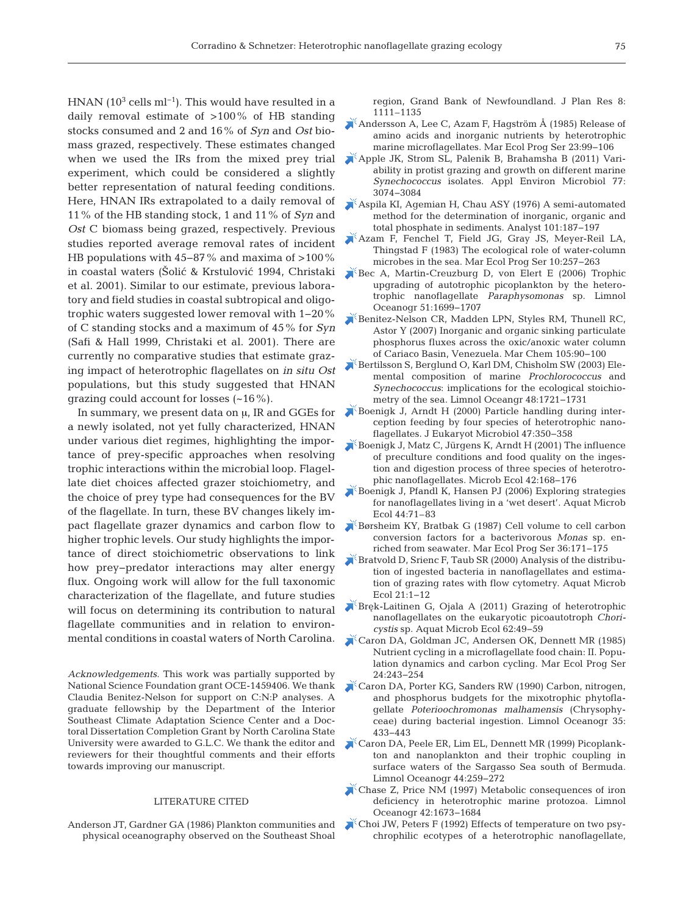HNAN ($10^3$ cells ml$^{-1}$). This would have resulted in a daily removal estimate of >100% of HB standing stocks consumed and 2 and 16% of *Syn* and *Ost* biomass grazed, respectively. These estimates changed when we used the IRs from the mixed prey trial experiment, which could be considered a slightly better representation of natural feeding conditions. Here, HNAN IRs extrapolated to a daily removal of 11% of the HB standing stock, 1 and 11% of *Syn* and *Ost* C biomass being grazed, respectively. Previous studies reported average removal rates of incident HB populations with 45–87% and maxima of >100% in coastal waters (Šolić & Krstulović 1994, Christaki et al. 2001). Similar to our estimate, previous laboratory and field studies in coastal subtropical and oligotrophic waters suggested lower removal with 1–20% of C standing stocks and a maximum of 45% for *Syn* (Safi & Hall 1999, Christaki et al. 2001). There are currently no comparative studies that estimate grazing impact of heterotrophic flagellates on *in situ Ost* populations, but this study suggested that HNAN grazing could account for losses (~16%).

In summary, we present data on μ, IR and GGEs for a newly isolated, not yet fully characterized, HNAN under various diet regimes, highlighting the importance of prey-specific approaches when resolving trophic interactions within the microbial loop. Flagellate diet choices affected grazer stoichiometry, and the choice of prey type had consequences for the BV of the flagellate. In turn, these BV changes likely impact flagellate grazer dynamics and carbon flow to higher trophic levels. Our study highlights the importance of direct stoichiometric observations to link how prey–predator interactions may alter energy flux. Ongoing work will allow for the full taxonomic characterization of the flagellate, and future studies will focus on determining its contribution to natural flagellate communities and in relation to environmental conditions in coastal waters of North Carolina.

*Acknowledgements.* This work was partially supported by National Science Foundation grant OCE-1459406. We thank Claudia Benitez-Nelson for support on C:N:P analyses. A graduate fellowship by the Department of the Interior Southeast Climate Adaptation Science Center and a Doctoral Dissertation Completion Grant by North Carolina State University were awarded to G.L.C. We thank the editor and reviewers for their thoughtful comments and their efforts towards improving our manuscript.

## LITERATURE CITED

Anderson JT, Gardner GA (1986) Plankton communities and physical oceanography observed on the Southeast Shoal region, Grand Bank of Newfoundland. J Plan Res 8: 1111–1135

Andersson A, Lee C, Azam F, Hagström Å (1985) Release of amino acids and inorganic nutrients by heterotrophic marine microflagellates. Mar Ecol Prog Ser 23:99–106

Apple JK, Strom SL, Palenik B, Brahamsha B (2011) Variability in protist grazing and growth on different marine *Synechococcus* isolates. Appl Environ Microbiol 77: 3074–3084

Aspila KI, Agemian H, Chau ASY (1976) A semi-automated method for the determination of inorganic, organic and total phosphate in sediments. Analyst 101:187–197

Azam F, Fenchel T, Field JG, Gray JS, Meyer-Reil LA, Thingstad F (1983) The ecological role of water-column microbes in the sea. Mar Ecol Prog Ser 10:257–263

Bec A, Martin-Creuzburg D, von Elert E (2006) Trophic upgrading of autotrophic picoplankton by the heterotrophic nanoflagellate *Paraphysomonas* sp. Limnol Oceanogr 51:1699–1707

Benitez-Nelson CR, Madden LPN, Styles RM, Thunell RC, Astor Y (2007) Inorganic and organic sinking particulate phosphorus fluxes across the oxic/anoxic water column of Cariaco Basin, Venezuela. Mar Chem 105:90–100

Bertilsson S, Berglund O, Karl DM, Chisholm SW (2003) Elemental composition of marine *Prochlorococcus* and *Synechococcus*: implications for the ecological stoichiometry of the sea. Limnol Oceangr 48:1721–1731

Boenigk J, Arndt H (2000) Particle handling during interception feeding by four species of heterotrophic nanoflagellates. J Eukaryot Microbiol 47:350–358

Boenigk J, Matz C, Jürgens K, Arndt H (2001) The influence of preculture conditions and food quality on the ingestion and digestion process of three species of heterotrophic nanoflagellates. Microb Ecol 42:168–176

Boenigk J, Pfandl K, Hansen PJ (2006) Exploring strategies for nanoflagellates living in a 'wet desert'. Aquat Microb Ecol 44:71–83

Børsheim KY, Bratbak G (1987) Cell volume to cell carbon conversion factors for a bacterivorous *Monas* sp. enriched from seawater. Mar Ecol Prog Ser 36:171–175

Bratvold D, Srienc F, Taub SR (2000) Analysis of the distribution of ingested bacteria in nanoflagellates and estimation of grazing rates with flow cytometry. Aquat Microb Ecol 21:1–12

Bręk-Laitinen G, Ojala A (2011) Grazing of heterotrophic nanoflagellates on the eukaryotic picoautotroph *Choricystis* sp. Aquat Microb Ecol 62:49–59

Caron DA, Goldman JC, Andersen OK, Dennett MR (1985) Nutrient cycling in a microflagellate food chain: II. Population dynamics and carbon cycling. Mar Ecol Prog Ser 24:243–254

Caron DA, Porter KG, Sanders RW (1990) Carbon, nitrogen, and phosphorus budgets for the mixotrophic phytoflagellate *Poterioochromonas malhamensis* (Chrysophyceae) during bacterial ingestion. Limnol Oceanogr 35: 433–443

Caron DA, Peele ER, Lim EL, Dennett MR (1999) Picoplankton and nanoplankton and their trophic coupling in surface waters of the Sargasso Sea south of Bermuda. Limnol Oceanogr 44:259–272

Chase Z, Price NM (1997) Metabolic consequences of iron deficiency in heterotrophic marine protozoa. Limnol Oceanogr 42:1673–1684

Choi JW, Peters F (1992) Effects of temperature on two psychrophilic ecotypes of a heterotrophic nanoflagellate,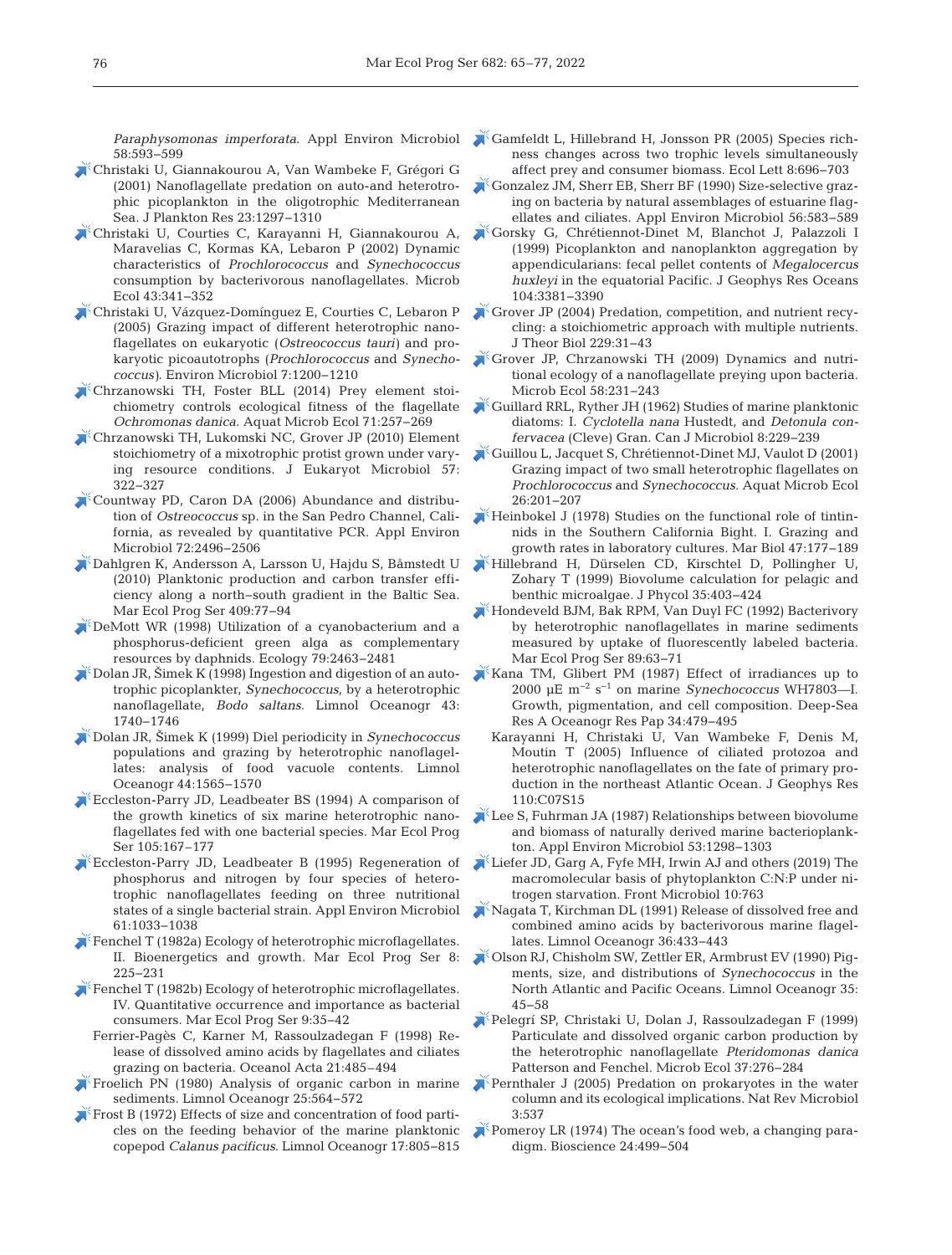*Paraphysomonas imperforata*. Appl Environ Microbiol 58:593–599

Christaki U, Giannakourou A, Van Wambeke F, Grégori G (2001) Nanoflagellate predation on auto-and heterotrophic picoplankton in the oligotrophic Mediterranean Sea. J Plankton Res 23:1297–1310

Christaki U, Courties C, Karayanni H, Giannakourou A, Maravelias C, Kormas KA, Lebaron P (2002) Dynamic characteristics of *Prochlorococcus* and *Synechococcus* consumption by bacterivorous nanoflagellates. Microb Ecol 43:341–352

Christaki U, Vázquez-Domínguez E, Courties C, Lebaron P (2005) Grazing impact of different heterotrophic nanoflagellates on eukaryotic (*Ostreococcus tauri*) and prokaryotic picoautotrophs (*Prochlorococcus* and *Synechococcus*). Environ Microbiol 7:1200–1210

Chrzanowski TH, Foster BLL (2014) Prey element stoichiometry controls ecological fitness of the flagellate *Ochromonas danica*. Aquat Microb Ecol 71:257–269

Chrzanowski TH, Lukomski NC, Grover JP (2010) Element stoichiometry of a mixotrophic protist grown under varying resource conditions. J Eukaryot Microbiol 57:322–327

Countway PD, Caron DA (2006) Abundance and distribution of *Ostreococcus* sp. in the San Pedro Channel, California, as revealed by quantitative PCR. Appl Environ Microbiol 72:2496–2506

Dahlgren K, Andersson A, Larsson U, Hajdu S, Båmstedt U (2010) Planktonic production and carbon transfer efficiency along a north–south gradient in the Baltic Sea. Mar Ecol Prog Ser 409:77–94

DeMott WR (1998) Utilization of a cyanobacterium and a phosphorus-deficient green alga as complementary resources by daphnids. Ecology 79:2463–2481

Dolan JR, Šimek K (1998) Ingestion and digestion of an autotrophic picoplankter, *Synechococcus*, by a heterotrophic nanoflagellate, *Bodo saltans*. Limnol Oceanogr 43:1740–1746

Dolan JR, Šimek K (1999) Diel periodicity in *Synechococcus* populations and grazing by heterotrophic nanoflagellates: analysis of food vacuole contents. Limnol Oceanogr 44:1565–1570

Eccleston-Parry JD, Leadbeater BS (1994) A comparison of the growth kinetics of six marine heterotrophic nanoflagellates fed with one bacterial species. Mar Ecol Prog Ser 105:167–177

Eccleston-Parry JD, Leadbeater B (1995) Regeneration of phosphorus and nitrogen by four species of heterotrophic nanoflagellates feeding on three nutritional states of a single bacterial strain. Appl Environ Microbiol 61:1033–1038

Fenchel T (1982a) Ecology of heterotrophic microflagellates. II. Bioenergetics and growth. Mar Ecol Prog Ser 8:225–231

Fenchel T (1982b) Ecology of heterotrophic microflagellates. IV. Quantitative occurrence and importance as bacterial consumers. Mar Ecol Prog Ser 9:35–42

Ferrier-Pagès C, Karner M, Rassoulzadegan F (1998) Release of dissolved amino acids by flagellates and ciliates grazing on bacteria. Oceanol Acta 21:485–494

Froelich PN (1980) Analysis of organic carbon in marine sediments. Limnol Oceanogr 25:564–572

Frost B (1972) Effects of size and concentration of food particles on the feeding behavior of the marine planktonic copepod *Calanus pacificus*. Limnol Oceanogr 17:805–815

Gamfeldt L, Hillebrand H, Jonsson PR (2005) Species richness changes across two trophic levels simultaneously affect prey and consumer biomass. Ecol Lett 8:696–703

Gonzalez JM, Sherr EB, Sherr BF (1990) Size-selective grazing on bacteria by natural assemblages of estuarine flagellates and ciliates. Appl Environ Microbiol 56:583–589

Gorsky G, Chrétiennot-Dinet M, Blanchot J, Palazzoli I (1999) Picoplankton and nanoplankton aggregation by appendicularians: fecal pellet contents of *Megalocercus huxleyi* in the equatorial Pacific. J Geophys Res Oceans 104:3381–3390

Grover JP (2004) Predation, competition, and nutrient recycling: a stoichiometric approach with multiple nutrients. J Theor Biol 229:31–43

Grover JP, Chrzanowski TH (2009) Dynamics and nutritional ecology of a nanoflagellate preying upon bacteria. Microb Ecol 58:231–243

Guillard RRL, Ryther JH (1962) Studies of marine planktonic diatoms: I. *Cyclotella nana* Hustedt, and *Detonula confervacea* (Cleve) Gran. Can J Microbiol 8:229–239

Guillou L, Jacquet S, Chrétiennot-Dinet MJ, Vaulot D (2001) Grazing impact of two small heterotrophic flagellates on *Prochlorococcus* and *Synechococcus*. Aquat Microb Ecol 26:201–207

Heinbokel J (1978) Studies on the functional role of tintinnids in the Southern California Bight. I. Grazing and growth rates in laboratory cultures. Mar Biol 47:177–189

Hillebrand H, Dürselen CD, Kirschtel D, Pollingher U, Zohary T (1999) Biovolume calculation for pelagic and benthic microalgae. J Phycol 35:403–424

Hondeveld BJM, Bak RPM, Van Duyl FC (1992) Bacterivory by heterotrophic nanoflagellates in marine sediments measured by uptake of fluorescently labeled bacteria. Mar Ecol Prog Ser 89:63–71

Kana TM, Glibert PM (1987) Effect of irradiances up to 2000 $\mu E\ m^{-2}\ s^{-1}$ on marine *Synechococcus* WH7803—I. Growth, pigmentation, and cell composition. Deep-Sea Res A Oceanogr Res Pap 34:479–495

Karayanni H, Christaki U, Van Wambeke F, Denis M, Moutin T (2005) Influence of ciliated protozoa and heterotrophic nanoflagellates on the fate of primary production in the northeast Atlantic Ocean. J Geophys Res 110:C07S15

Lee S, Fuhrman JA (1987) Relationships between biovolume and biomass of naturally derived marine bacterioplankton. Appl Environ Microbiol 53:1298–1303

Liefer JD, Garg A, Fyfe MH, Irwin AJ and others (2019) The macromolecular basis of phytoplankton C:N:P under nitrogen starvation. Front Microbiol 10:763

Nagata T, Kirchman DL (1991) Release of dissolved free and combined amino acids by bacterivorous marine flagellates. Limnol Oceanogr 36:433–443

Olson RJ, Chisholm SW, Zettler ER, Armbrust EV (1990) Pigments, size, and distributions of *Synechococcus* in the North Atlantic and Pacific Oceans. Limnol Oceanogr 35:45–58

Pelegrí SP, Christaki U, Dolan J, Rassoulzadegan F (1999) Particulate and dissolved organic carbon production by the heterotrophic nanoflagellate *Pteridomonas danica* Patterson and Fenchel. Microb Ecol 37:276–284

Pernthaler J (2005) Predation on prokaryotes in the water column and its ecological implications. Nat Rev Microbiol 3:537

Pomeroy LR (1974) The ocean's food web, a changing paradigm. Bioscience 24:499–504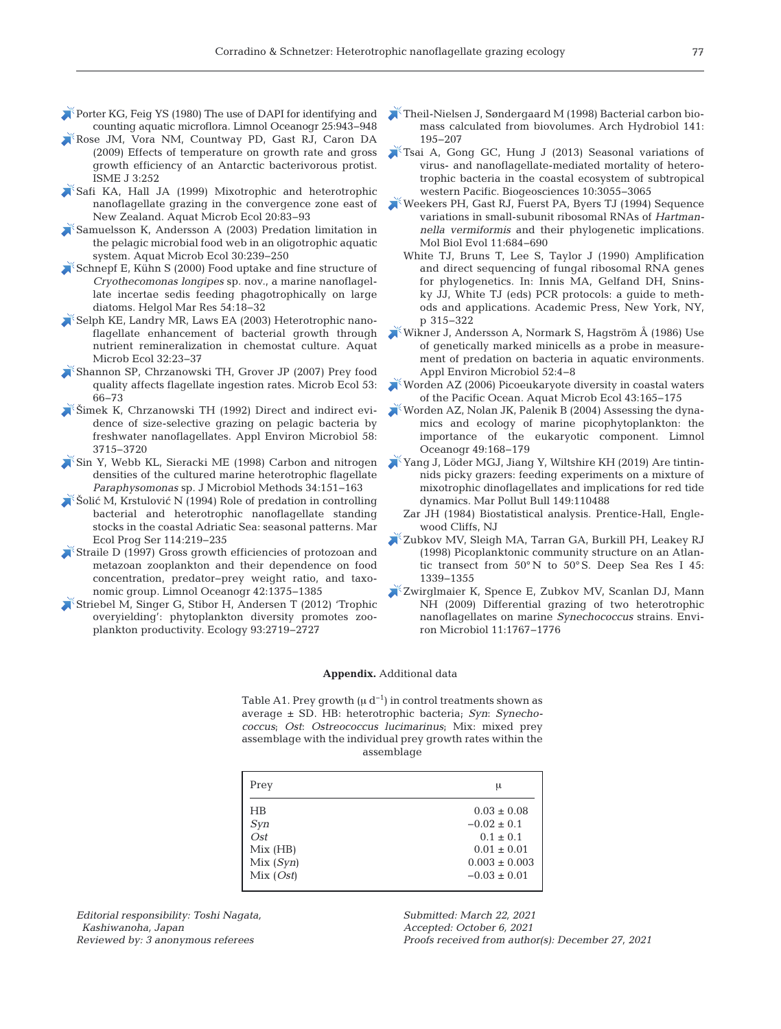Porter KG, Feig YS (1980) The use of DAPI for identifying and counting aquatic microflora. Limnol Oceanogr 25:943−948

Rose JM, Vora NM, Countway PD, Gast RJ, Caron DA (2009) Effects of temperature on growth rate and gross growth efficiency of an Antarctic bacterivorous protist. ISME J 3:252

Safi KA, Hall JA (1999) Mixotrophic and heterotrophic nanoflagellate grazing in the convergence zone east of New Zealand. Aquat Microb Ecol 20:83−93

Samuelsson K, Andersson A (2003) Predation limitation in the pelagic microbial food web in an oligotrophic aquatic system. Aquat Microb Ecol 30:239−250

Schnepf E, Kühn S (2000) Food uptake and fine structure of *Cryothecomonas longipes* sp. nov., a marine nanoflagellate incertae sedis feeding phagotrophically on large diatoms. Helgol Mar Res 54:18−32

Selph KE, Landry MR, Laws EA (2003) Heterotrophic nanoflagellate enhancement of bacterial growth through nutrient remineralization in chemostat culture. Aquat Microb Ecol 32:23−37

Shannon SP, Chrzanowski TH, Grover JP (2007) Prey food quality affects flagellate ingestion rates. Microb Ecol 53: 66−73

Šimek K, Chrzanowski TH (1992) Direct and indirect evidence of size-selective grazing on pelagic bacteria by freshwater nanoflagellates. Appl Environ Microbiol 58: 3715−3720

Sin Y, Webb KL, Sieracki ME (1998) Carbon and nitrogen densities of the cultured marine heterotrophic flagellate *Paraphysomonas* sp. J Microbiol Methods 34:151−163

Šolić M, Krstulović N (1994) Role of predation in controlling bacterial and heterotrophic nanoflagellate standing stocks in the coastal Adriatic Sea: seasonal patterns. Mar Ecol Prog Ser 114:219−235

Straile D (1997) Gross growth efficiencies of protozoan and metazoan zooplankton and their dependence on food concentration, predator−prey weight ratio, and taxonomic group. Limnol Oceanogr 42:1375−1385

Striebel M, Singer G, Stibor H, Andersen T (2012) 'Trophic overyielding': phytoplankton diversity promotes zooplankton productivity. Ecology 93:2719−2727

Theil-Nielsen J, Søndergaard M (1998) Bacterial carbon biomass calculated from biovolumes. Arch Hydrobiol 141: 195−207

Tsai A, Gong GC, Hung J (2013) Seasonal variations of virus- and nanoflagellate-mediated mortality of heterotrophic bacteria in the coastal ecosystem of subtropical western Pacific. Biogeosciences 10:3055−3065

Weekers PH, Gast RJ, Fuerst PA, Byers TJ (1994) Sequence variations in small-subunit ribosomal RNAs of *Hartmannella vermiformis* and their phylogenetic implications. Mol Biol Evol 11:684−690

White TJ, Bruns T, Lee S, Taylor J (1990) Amplification and direct sequencing of fungal ribosomal RNA genes for phylogenetics. In: Innis MA, Gelfand DH, Sninsky JJ, White TJ (eds) PCR protocols: a guide to methods and applications. Academic Press, New York, NY, p 315−322

Wikner J, Andersson A, Normark S, Hagström Å (1986) Use of genetically marked minicells as a probe in measurement of predation on bacteria in aquatic environments. Appl Environ Microbiol 52:4−8

Worden AZ (2006) Picoeukaryote diversity in coastal waters of the Pacific Ocean. Aquat Microb Ecol 43:165−175

Worden AZ, Nolan JK, Palenik B (2004) Assessing the dynamics and ecology of marine picophytoplankton: the importance of the eukaryotic component. Limnol Oceanogr 49:168−179

Yang J, Löder MGJ, Jiang Y, Wiltshire KH (2019) Are tintinnids picky grazers: feeding experiments on a mixture of mixotrophic dinoflagellates and implications for red tide dynamics. Mar Pollut Bull 149:110488

Zar JH (1984) Biostatistical analysis. Prentice-Hall, Englewood Cliffs, NJ

Zubkov MV, Sleigh MA, Tarran GA, Burkill PH, Leakey RJ (1998) Picoplanktonic community structure on an Atlantic transect from 50°N to 50°S. Deep Sea Res I 45: 1339−1355

Zwirglmaier K, Spence E, Zubkov MV, Scanlan DJ, Mann NH (2009) Differential grazing of two heterotrophic nanoflagellates on marine *Synechococcus* strains. Environ Microbiol 11:1767−1776

## Appendix. Additional data

Table A1. Prey growth ($\mu$ d$^{-1}$) in control treatments shown as average ± SD. HB: heterotrophic bacteria; *Syn*: *Synechococcus*; *Ost*: *Ostreococcus lucimarinus*; Mix: mixed prey assemblage with the individual prey growth rates within the assemblage

| Prey | $\mu$ |
|---|---|
| HB | 0.03 ± 0.08 |
| *Syn* | −0.02 ± 0.1 |
| *Ost* | 0.1 ± 0.1 |
| Mix (HB) | 0.01 ± 0.01 |
| Mix (*Syn*) | 0.003 ± 0.003 |
| Mix (*Ost*) | −0.03 ± 0.01 |

*Editorial responsibility: Toshi Nagata, Kashiwanoha, Japan*
*Reviewed by: 3 anonymous referees*

*Submitted: March 22, 2021*
*Accepted: October 6, 2021*
*Proofs received from author(s): December 27, 2021*